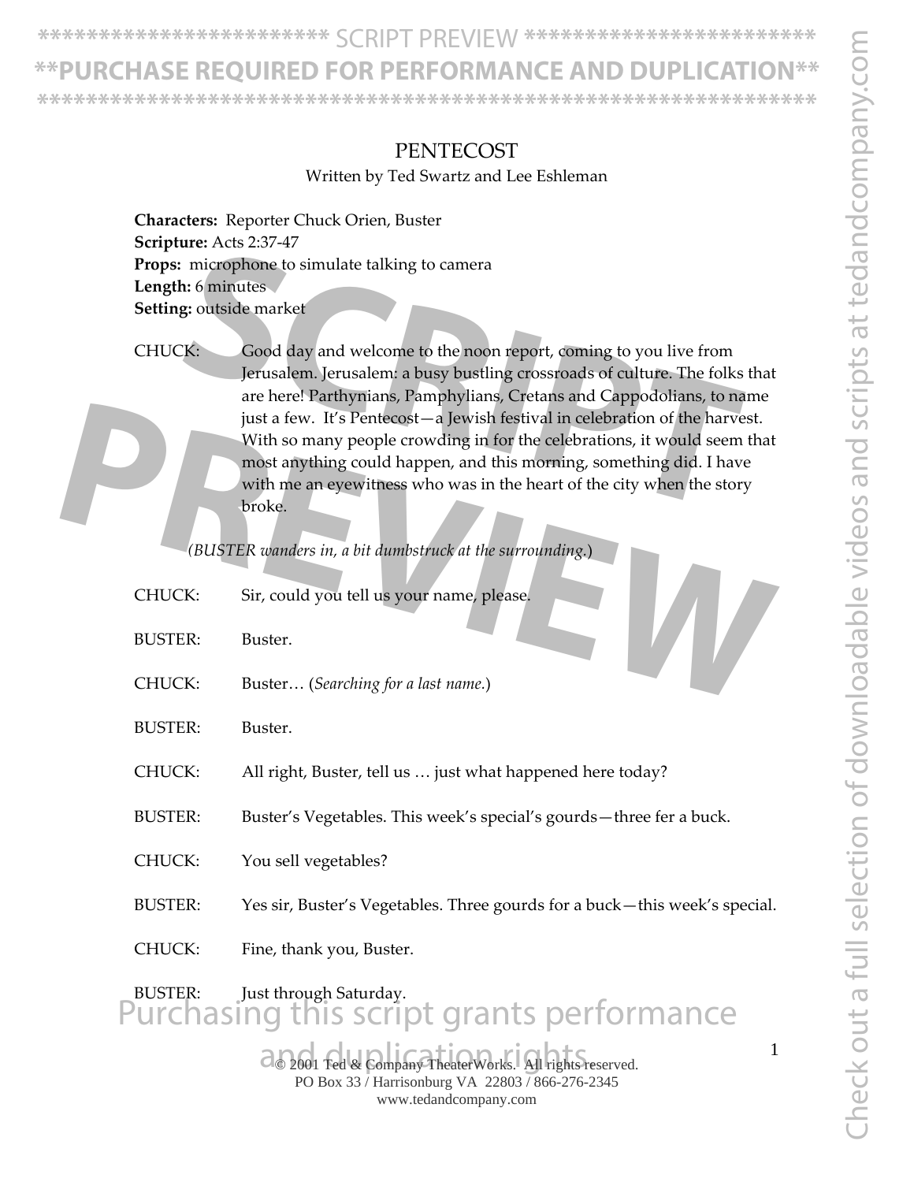# PENTECOST

Written by Ted Swartz and Lee Eshleman

**Characters:** Reporter Chuck Orien, Buster
**Scripture:** Acts 2:37-47
**Props:** microphone to simulate talking to camera
**Length:** 6 minutes
**Setting:** outside market

CHUCK: Good day and welcome to the noon report, coming to you live from Jerusalem. Jerusalem: a busy bustling crossroads of culture. The folks that are here! Parthynians, Pamphylians, Cretans and Cappodolians, to name just a few. It's Pentecost—a Jewish festival in celebration of the harvest. With so many people crowding in for the celebrations, it would seem that most anything could happen, and this morning, something did. I have with me an eyewitness who was in the heart of the city when the story broke.

*(BUSTER wanders in, a bit dumbstruck at the surrounding.)*

CHUCK: Sir, could you tell us your name, please.

BUSTER: Buster.

CHUCK: Buster… (*Searching for a last name.*)

BUSTER: Buster.

CHUCK: All right, Buster, tell us … just what happened here today?

BUSTER: Buster's Vegetables. This week's special's gourds—three fer a buck.

CHUCK: You sell vegetables?

BUSTER: Yes sir, Buster's Vegetables. Three gourds for a buck—this week's special.

CHUCK: Fine, thank you, Buster.

BUSTER: Just through Saturday.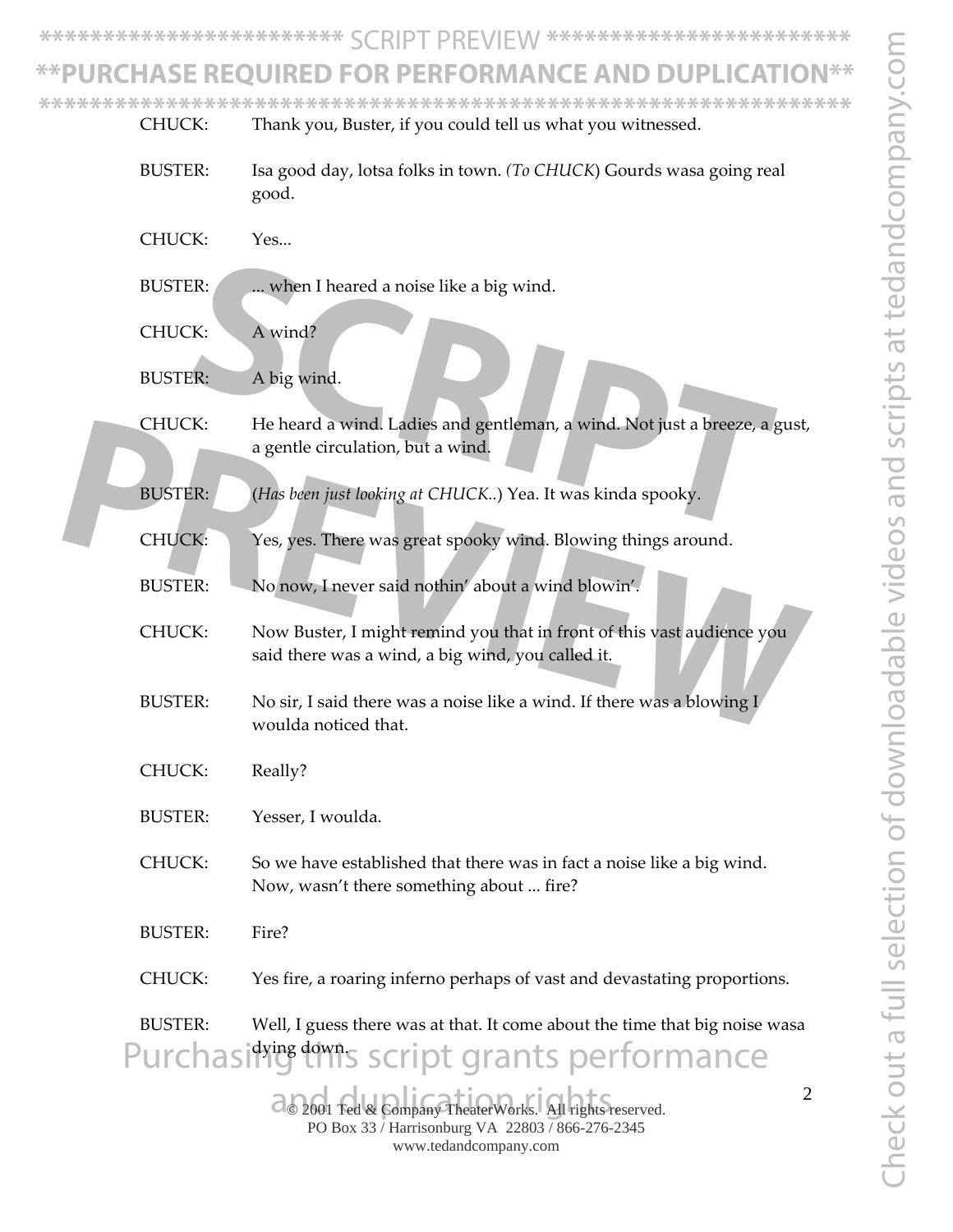CHUCK: Thank you, Buster, if you could tell us what you witnessed.

BUSTER: Isa good day, lotsa folks in town. *(To CHUCK*) Gourds wasa going real good.

CHUCK: Yes...

BUSTER: ... when I heared a noise like a big wind.

CHUCK: A wind?

BUSTER: A big wind.

CHUCK: He heard a wind. Ladies and gentleman, a wind. Not just a breeze, a gust, a gentle circulation, but a wind.

BUSTER: (*Has been just looking at CHUCK..*) Yea. It was kinda spooky.

CHUCK: Yes, yes. There was great spooky wind. Blowing things around.

BUSTER: No now, I never said nothin' about a wind blowin'.

CHUCK: Now Buster, I might remind you that in front of this vast audience you said there was a wind, a big wind, you called it.

BUSTER: No sir, I said there was a noise like a wind. If there was a blowing I woulda noticed that.

CHUCK: Really?

BUSTER: Yesser, I woulda.

CHUCK: So we have established that there was in fact a noise like a big wind. Now, wasn't there something about ... fire?

BUSTER: Fire?

CHUCK: Yes fire, a roaring inferno perhaps of vast and devastating proportions.

BUSTER: Well, I guess there was at that. It come about the time that big noise wasa dying down.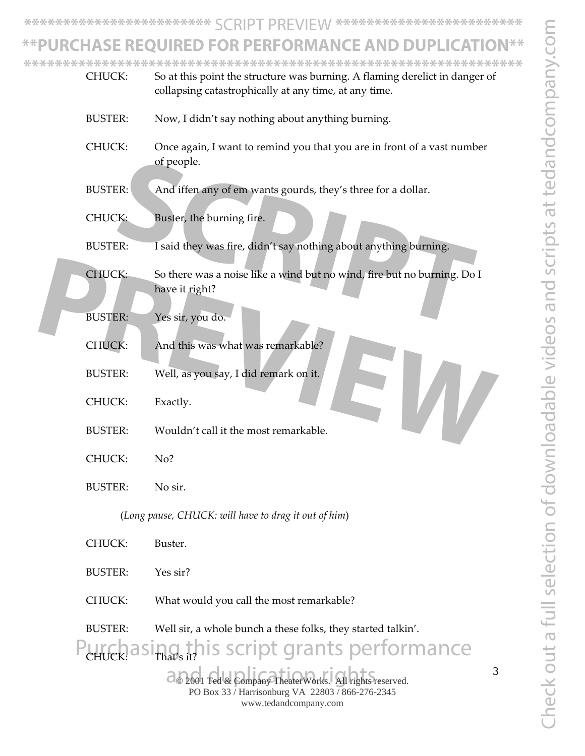CHUCK: So at this point the structure was burning. A flaming derelict in danger of collapsing catastrophically at any time, at any time.

BUSTER: Now, I didn't say nothing about anything burning.

CHUCK: Once again, I want to remind you that you are in front of a vast number of people.

BUSTER: And iffen any of em wants gourds, they's three for a dollar.

CHUCK: Buster, the burning fire.

BUSTER: I said they was fire, didn't say nothing about anything burning.

CHUCK: So there was a noise like a wind but no wind, fire but no burning. Do I have it right?

BUSTER: Yes sir, you do.

CHUCK: And this was what was remarkable?

BUSTER: Well, as you say, I did remark on it.

CHUCK: Exactly.

BUSTER: Wouldn't call it the most remarkable.

CHUCK: No?

BUSTER: No sir.

(*Long pause, CHUCK: will have to drag it out of him*)

CHUCK: Buster.

BUSTER: Yes sir?

CHUCK: What would you call the most remarkable?

BUSTER: Well sir, a whole bunch a these folks, they started talkin'.

CHUCK: That's it?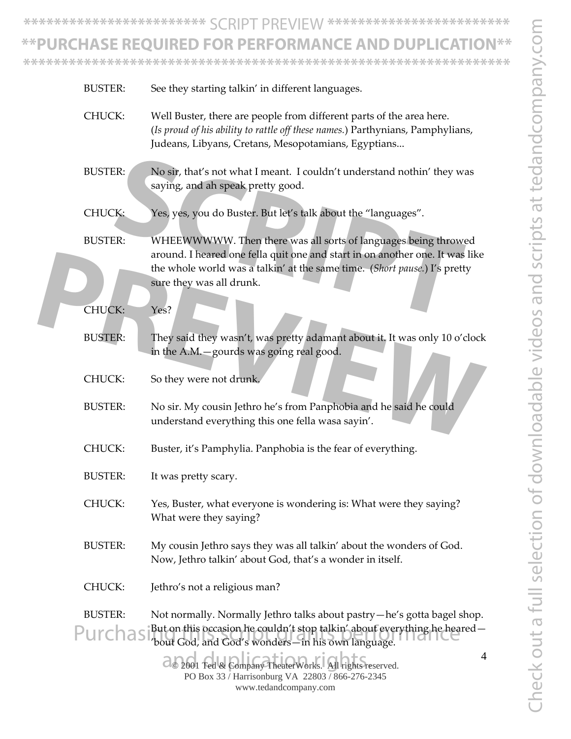BUSTER: See they starting talkin' in different languages.

CHUCK: Well Buster, there are people from different parts of the area here. (*Is proud of his ability to rattle off these names.*) Parthynians, Pamphylians, Judeans, Libyans, Cretans, Mesopotamians, Egyptians...

BUSTER: No sir, that's not what I meant. I couldn't understand nothin' they was saying, and ah speak pretty good.

CHUCK: Yes, yes, you do Buster. But let's talk about the "languages".

BUSTER: WHEEWWWWW. Then there was all sorts of languages being throwed around. I heared one fella quit one and start in on another one. It was like the whole world was a talkin' at the same time. (*Short pause.*) I's pretty sure they was all drunk.

CHUCK: Yes?

BUSTER: They said they wasn't, was pretty adamant about it. It was only 10 o'clock in the A.M.—gourds was going real good.

CHUCK: So they were not drunk.

BUSTER: No sir. My cousin Jethro he's from Panphobia and he said he could understand everything this one fella wasa sayin'.

CHUCK: Buster, it's Pamphylia. Panphobia is the fear of everything.

BUSTER: It was pretty scary.

CHUCK: Yes, Buster, what everyone is wondering is: What were they saying? What were they saying?

BUSTER: My cousin Jethro says they was all talkin' about the wonders of God. Now, Jethro talkin' about God, that's a wonder in itself.

CHUCK: Jethro's not a religious man?

BUSTER: Not normally. Normally Jethro talks about pastry—he's gotta bagel shop. But on this occasion he couldn't stop talkin' about everything he heared—'bout God, and God's wonders—in his own language.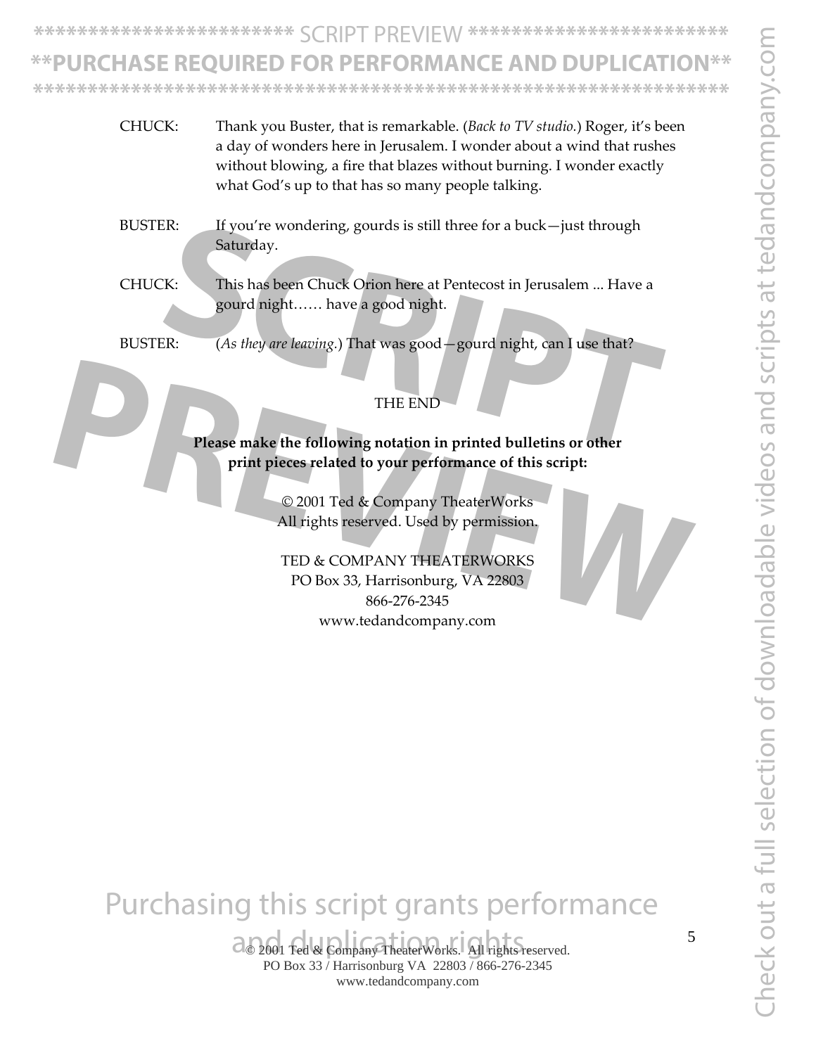CHUCK: Thank you Buster, that is remarkable. (*Back to TV studio.*) Roger, it's been a day of wonders here in Jerusalem. I wonder about a wind that rushes without blowing, a fire that blazes without burning. I wonder exactly what God's up to that has so many people talking.

BUSTER: If you're wondering, gourds is still three for a buck—just through Saturday.

CHUCK: This has been Chuck Orion here at Pentecost in Jerusalem ... Have a gourd night…… have a good night.

BUSTER: (*As they are leaving.*) That was good—gourd night, can I use that?

THE END

**Please make the following notation in printed bulletins or other print pieces related to your performance of this script:**

© 2001 Ted & Company TheaterWorks
All rights reserved. Used by permission.

TED & COMPANY THEATERWORKS
PO Box 33, Harrisonburg, VA 22803
866-276-2345
www.tedandcompany.com